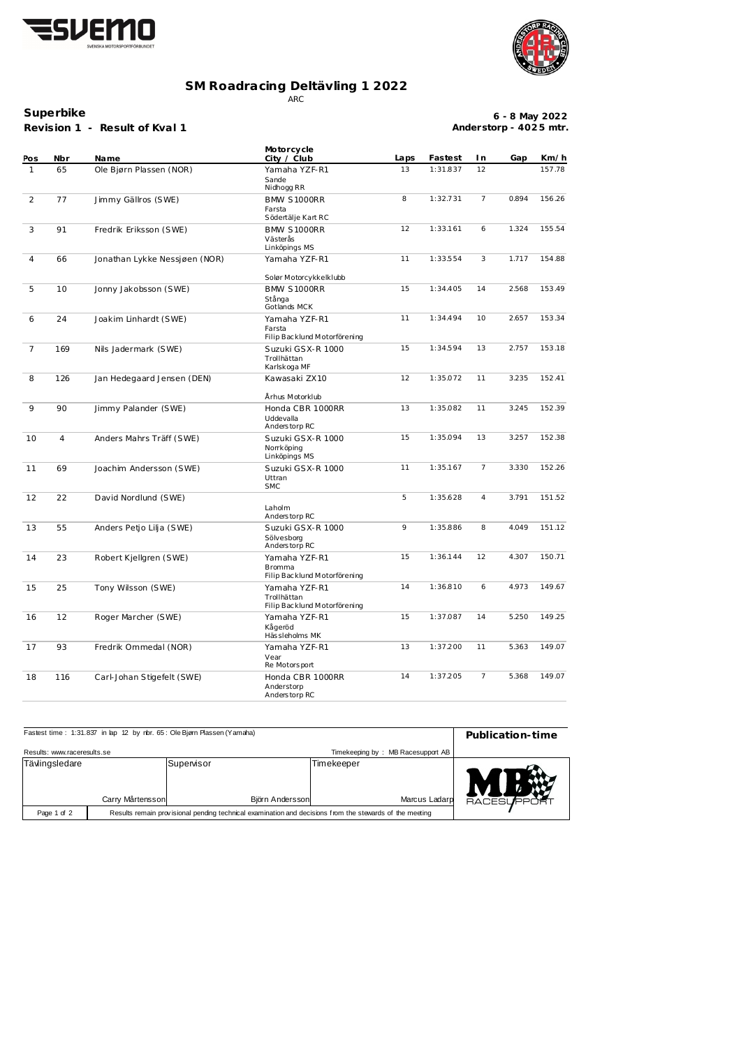# SM Roadracing Deltävling 1 2022

ARC

**Superbike**

**Revision 1 - Result of Kval 1**

**6 - 8 May 2022**

**Anderstorp - 4025 mtr.**

| Pos | Nbr | Name | Motorcycle City / Club | Laps | Fastest | In | Gap | Km/h |
|---|---|---|---|---|---|---|---|---|
| 1 | 65 | Ole Bjørn Plassen (NOR) | Yamaha YZF-R1 Sande Nidhogg RR | 13 | 1:31.837 | 12 | | 157.78 |
| 2 | 77 | Jimmy Gällros (SWE) | BMW S1000RR Farsta Södertälje Kart RC | 8 | 1:32.731 | 7 | 0.894 | 156.26 |
| 3 | 91 | Fredrik Eriksson (SWE) | BMW S1000RR Västerås Linköpings MS | 12 | 1:33.161 | 6 | 1.324 | 155.54 |
| 4 | 66 | Jonathan Lykke Nessjøen (NOR) | Yamaha YZF-R1 Solør Motorcykkelklubb | 11 | 1:33.554 | 3 | 1.717 | 154.88 |
| 5 | 10 | Jonny Jakobsson (SWE) | BMW S1000RR Stånga Gotlands MCK | 15 | 1:34.405 | 14 | 2.568 | 153.49 |
| 6 | 24 | Joakim Linhardt (SWE) | Yamaha YZF-R1 Farsta Filip Backlund Motorförening | 11 | 1:34.494 | 10 | 2.657 | 153.34 |
| 7 | 169 | Nils Jadermark (SWE) | Suzuki GSX-R 1000 Trollhättan Karlskoga MF | 15 | 1:34.594 | 13 | 2.757 | 153.18 |
| 8 | 126 | Jan Hedegaard Jensen (DEN) | Kawasaki ZX10 Århus Motorklub | 12 | 1:35.072 | 11 | 3.235 | 152.41 |
| 9 | 90 | Jimmy Palander (SWE) | Honda CBR 1000RR Uddevalla Anderstorp RC | 13 | 1:35.082 | 11 | 3.245 | 152.39 |
| 10 | 4 | Anders Mahrs Träff (SWE) | Suzuki GSX-R 1000 Norrköping Linköpings MS | 15 | 1:35.094 | 13 | 3.257 | 152.38 |
| 11 | 69 | Joachim Andersson (SWE) | Suzuki GSX-R 1000 Uttran SMC | 11 | 1:35.167 | 7 | 3.330 | 152.26 |
| 12 | 22 | David Nordlund (SWE) | Laholm Anderstorp RC | 5 | 1:35.628 | 4 | 3.791 | 151.52 |
| 13 | 55 | Anders Petjo Lilja (SWE) | Suzuki GSX-R 1000 Sölvesborg Anderstorp RC | 9 | 1:35.886 | 8 | 4.049 | 151.12 |
| 14 | 23 | Robert Kjellgren (SWE) | Yamaha YZF-R1 Bromma Filip Backlund Motorförening | 15 | 1:36.144 | 12 | 4.307 | 150.71 |
| 15 | 25 | Tony Wilsson (SWE) | Yamaha YZF-R1 Trollhättan Filip Backlund Motorförening | 14 | 1:36.810 | 6 | 4.973 | 149.67 |
| 16 | 12 | Roger Marcher (SWE) | Yamaha YZF-R1 Kågeröd Hässleholms MK | 15 | 1:37.087 | 14 | 5.250 | 149.25 |
| 17 | 93 | Fredrik Ommedal (NOR) | Yamaha YZF-R1 Vear Re Motorsport | 13 | 1:37.200 | 11 | 5.363 | 149.07 |
| 18 | 116 | Carl-Johan Stigefelt (SWE) | Honda CBR 1000RR Anderstorp Anderstorp RC | 14 | 1:37.205 | 7 | 5.368 | 149.07 |

Fastest time : 1:31.837 in lap 12 by nbr. 65 : Ole Bjørn Plassen (Yamaha)

**Publication-time**

Results: www.raceresults.se

Timekeeping by : MB Racesupport AB

| Tävlingsledare | Supervisor | Timekeeper |
|---|---|---|
| Carry Mårtensson | Björn Andersson | Marcus Ladarp |

Results remain provisional pending technical examination and decisions from the stewards of the meeting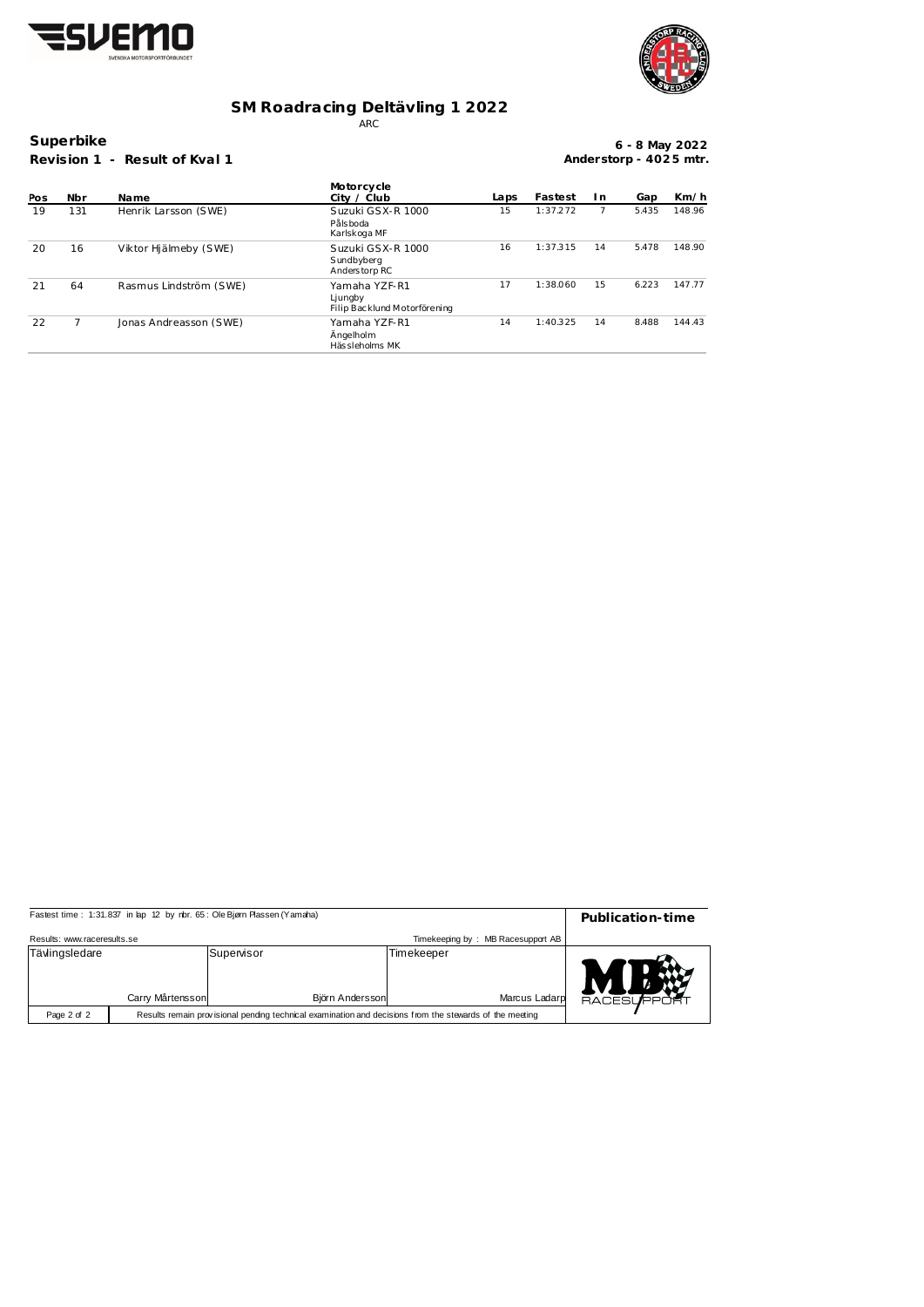# SM Roadracing Deltävling 1 2022

ARC

**Superbike**

**Revision 1 - Result of Kval 1**

**6 - 8 May 2022**
**Anderstorp - 4025 mtr.**

| Pos | Nbr | Name | Motorcycle City / Club | Laps | Fastest | In | Gap | Km/h |
|---|---|---|---|---|---|---|---|---|
| 19 | 131 | Henrik Larsson (SWE) | Suzuki GSX-R 1000 Pålsboda Karlskoga MF | 15 | 1:37.272 | 7 | 5.435 | 148.96 |
| 20 | 16 | Viktor Hjälmeby (SWE) | Suzuki GSX-R 1000 Sundbyberg Anderstorp RC | 16 | 1:37.315 | 14 | 5.478 | 148.90 |
| 21 | 64 | Rasmus Lindström (SWE) | Yamaha YZF-R1 Ljungby Filip Backlund Motorförening | 17 | 1:38.060 | 15 | 6.223 | 147.77 |
| 22 | 7 | Jonas Andreasson (SWE) | Yamaha YZF-R1 Ängelholm Hässleholms MK | 14 | 1:40.325 | 14 | 8.488 | 144.43 |

Fastest time : 1:31.837 in lap 12 by nbr. 65 : Ole Bjørn Plassen (Yamaha)

**Publication-time**

Results: www.raceresults.se

Timekeeping by : MB Racesupport AB

| Tävlingsledare | Supervisor | Timekeeper |
|---|---|---|
| Carry Mårtensson | Björn Andersson | Marcus Ladarp |

Results remain provisional pending technical examination and decisions from the stewards of the meeting